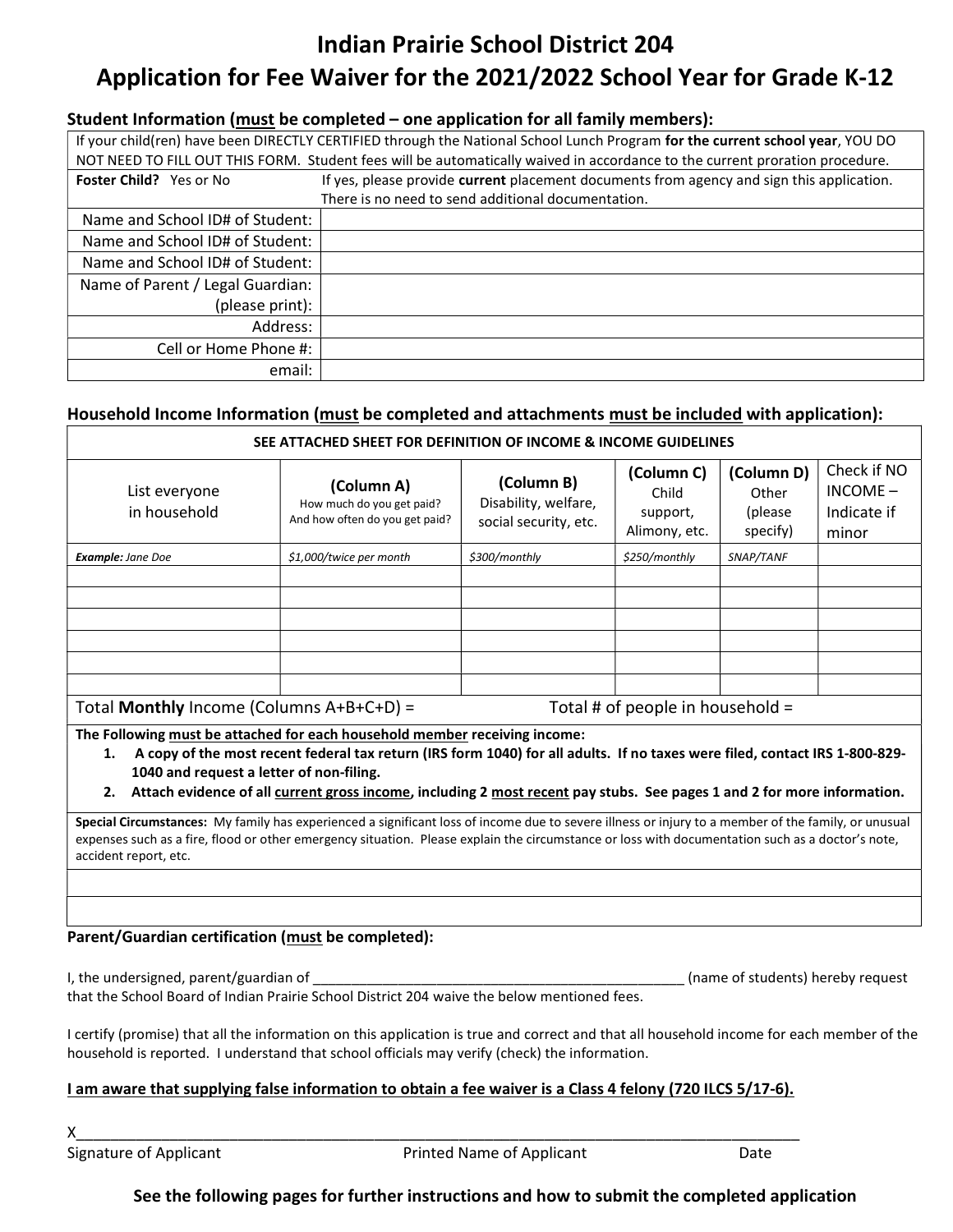# Indian Prairie School District 204
## Application for Fee Waiver for the 2021/2022 School Year for Grade K-12

### Student Information (must be completed – one application for all family members):

| | |
|---|---|
| If your child(ren) have been DIRECTLY CERTIFIED through the National School Lunch Program **for the current school year**, YOU DO NOT NEED TO FILL OUT THIS FORM. Student fees will be automatically waived in accordance to the current proration procedure. | |
| **Foster Child?** Yes or No | If yes, please provide **current** placement documents from agency and sign this application. There is no need to send additional documentation. |
| Name and School ID# of Student: | |
| Name and School ID# of Student: | |
| Name and School ID# of Student: | |
| Name of Parent / Legal Guardian: (please print): | |
| Address: | |
| Cell or Home Phone #: | |
| email: | |

### Household Income Information (must be completed and attachments must be included with application):

**SEE ATTACHED SHEET FOR DEFINITION OF INCOME & INCOME GUIDELINES**

| List everyone in household | (Column A) How much do you get paid? And how often do you get paid? | (Column B) Disability, welfare, social security, etc. | (Column C) Child support, Alimony, etc. | (Column D) Other (please specify) | Check if NO INCOME – Indicate if minor |
|---|---|---|---|---|---|
| ***Example:*** *Jane Doe* | *$1,000/twice per month* | *$300/monthly* | *$250/monthly* | *SNAP/TANF* | |
| | | | | | |
| | | | | | |
| | | | | | |
| | | | | | |
| | | | | | |
| | | | | | |

Total **Monthly** Income (Columns A+B+C+D) = Total # of people in household =

**The Following must be attached for each household member receiving income:**

1. **A copy of the most recent federal tax return (IRS form 1040) for all adults. If no taxes were filed, contact IRS 1-800-829-1040 and request a letter of non-filing.**
2. **Attach evidence of all current gross income, including 2 most recent pay stubs. See pages 1 and 2 for more information.**

**Special Circumstances:** My family has experienced a significant loss of income due to severe illness or injury to a member of the family, or unusual expenses such as a fire, flood or other emergency situation. Please explain the circumstance or loss with documentation such as a doctor's note, accident report, etc.

### Parent/Guardian certification (must be completed):

I, the undersigned, parent/guardian of ________________________________________________ (name of students) hereby request that the School Board of Indian Prairie School District 204 waive the below mentioned fees.

I certify (promise) that all the information on this application is true and correct and that all household income for each member of the household is reported. I understand that school officials may verify (check) the information.

**I am aware that supplying false information to obtain a fee waiver is a Class 4 felony (720 ILCS 5/17-6).**

X_______________________________________________________________________________

Signature of Applicant Printed Name of Applicant Date

**See the following pages for further instructions and how to submit the completed application**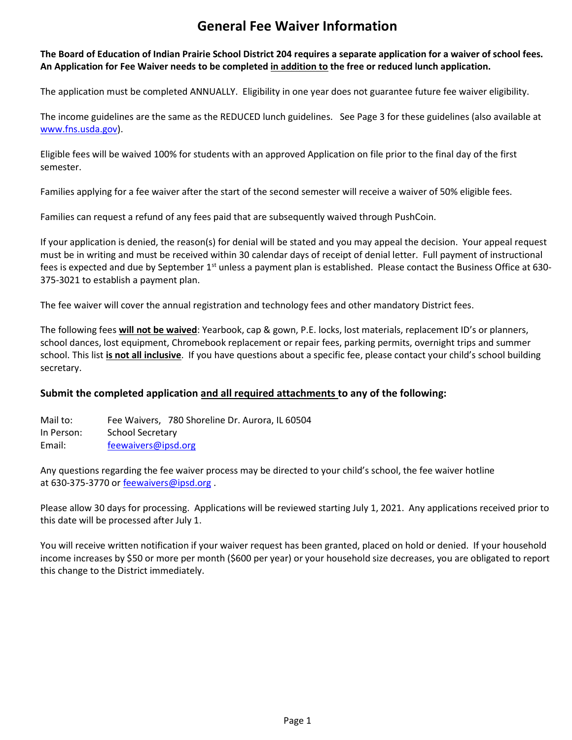# General Fee Waiver Information

**The Board of Education of Indian Prairie School District 204 requires a separate application for a waiver of school fees. An Application for Fee Waiver needs to be completed in addition to the free or reduced lunch application.**

The application must be completed ANNUALLY. Eligibility in one year does not guarantee future fee waiver eligibility.

The income guidelines are the same as the REDUCED lunch guidelines. See Page 3 for these guidelines (also available at www.fns.usda.gov).

Eligible fees will be waived 100% for students with an approved Application on file prior to the final day of the first semester.

Families applying for a fee waiver after the start of the second semester will receive a waiver of 50% eligible fees.

Families can request a refund of any fees paid that are subsequently waived through PushCoin.

If your application is denied, the reason(s) for denial will be stated and you may appeal the decision. Your appeal request must be in writing and must be received within 30 calendar days of receipt of denial letter. Full payment of instructional fees is expected and due by September 1st unless a payment plan is established. Please contact the Business Office at 630-375-3021 to establish a payment plan.

The fee waiver will cover the annual registration and technology fees and other mandatory District fees.

The following fees **will not be waived**: Yearbook, cap & gown, P.E. locks, lost materials, replacement ID's or planners, school dances, lost equipment, Chromebook replacement or repair fees, parking permits, overnight trips and summer school. This list **is not all inclusive**. If you have questions about a specific fee, please contact your child's school building secretary.

### Submit the completed application and all required attachments to any of the following:

Mail to: Fee Waivers, 780 Shoreline Dr. Aurora, IL 60504
In Person: School Secretary
Email: feewaivers@ipsd.org

Any questions regarding the fee waiver process may be directed to your child's school, the fee waiver hotline at 630-375-3770 or feewaivers@ipsd.org .

Please allow 30 days for processing. Applications will be reviewed starting July 1, 2021. Any applications received prior to this date will be processed after July 1.

You will receive written notification if your waiver request has been granted, placed on hold or denied. If your household income increases by $50 or more per month ($600 per year) or your household size decreases, you are obligated to report this change to the District immediately.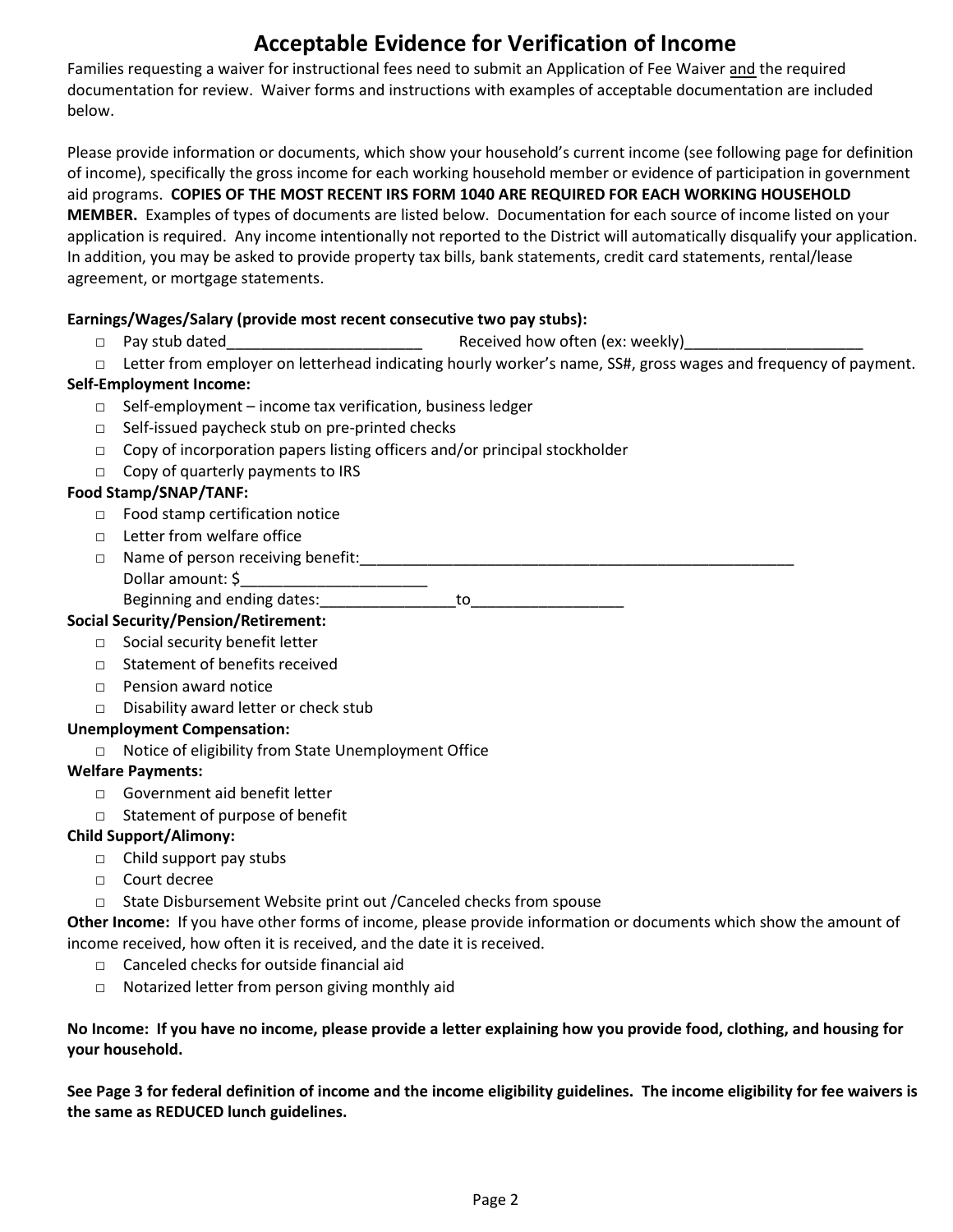# Acceptable Evidence for Verification of Income

Families requesting a waiver for instructional fees need to submit an Application of Fee Waiver and the required documentation for review. Waiver forms and instructions with examples of acceptable documentation are included below.

Please provide information or documents, which show your household's current income (see following page for definition of income), specifically the gross income for each working household member or evidence of participation in government aid programs. **COPIES OF THE MOST RECENT IRS FORM 1040 ARE REQUIRED FOR EACH WORKING HOUSEHOLD MEMBER.** Examples of types of documents are listed below. Documentation for each source of income listed on your application is required. Any income intentionally not reported to the District will automatically disqualify your application. In addition, you may be asked to provide property tax bills, bank statements, credit card statements, rental/lease agreement, or mortgage statements.

**Earnings/Wages/Salary (provide most recent consecutive two pay stubs):**

- □ Pay stub dated_______________________ Received how often (ex: weekly)_____________________
- □ Letter from employer on letterhead indicating hourly worker's name, SS#, gross wages and frequency of payment.

**Self-Employment Income:**

- □ Self-employment – income tax verification, business ledger
- □ Self-issued paycheck stub on pre-printed checks
- □ Copy of incorporation papers listing officers and/or principal stockholder
- □ Copy of quarterly payments to IRS

**Food Stamp/SNAP/TANF:**

- □ Food stamp certification notice
- □ Letter from welfare office
- □ Name of person receiving benefit:______________________________________________________
  Dollar amount: $______________________
  Beginning and ending dates:________________to__________________

**Social Security/Pension/Retirement:**

- □ Social security benefit letter
- □ Statement of benefits received
- □ Pension award notice
- □ Disability award letter or check stub

**Unemployment Compensation:**

- □ Notice of eligibility from State Unemployment Office

**Welfare Payments:**

- □ Government aid benefit letter
- □ Statement of purpose of benefit

**Child Support/Alimony:**

- □ Child support pay stubs
- □ Court decree
- □ State Disbursement Website print out /Canceled checks from spouse

**Other Income:** If you have other forms of income, please provide information or documents which show the amount of income received, how often it is received, and the date it is received.

- □ Canceled checks for outside financial aid
- □ Notarized letter from person giving monthly aid

**No Income: If you have no income, please provide a letter explaining how you provide food, clothing, and housing for your household.**

**See Page 3 for federal definition of income and the income eligibility guidelines. The income eligibility for fee waivers is the same as REDUCED lunch guidelines.**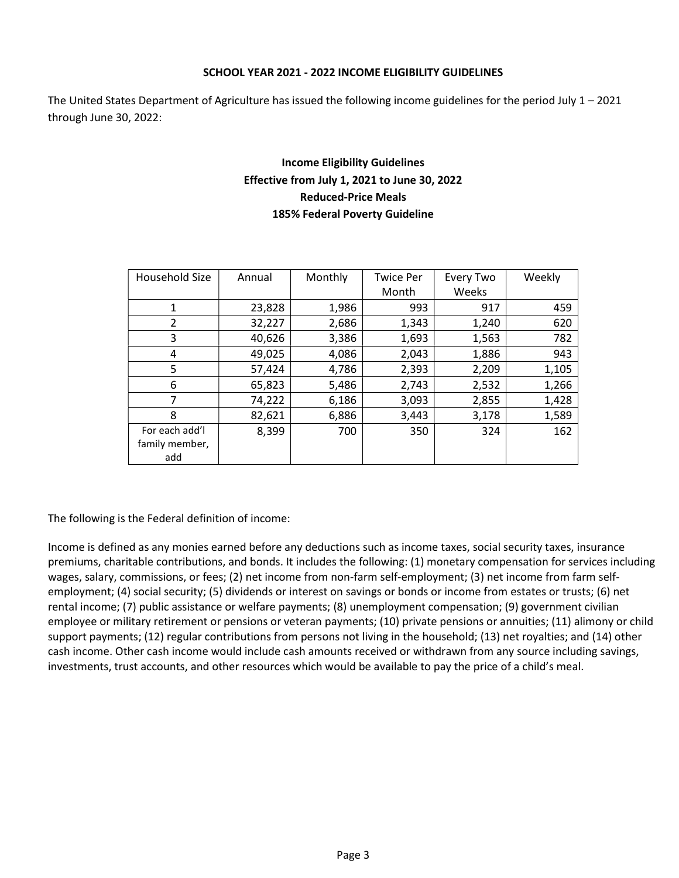**SCHOOL YEAR 2021 - 2022 INCOME ELIGIBILITY GUIDELINES**

The United States Department of Agriculture has issued the following income guidelines for the period July 1 – 2021 through June 30, 2022:

**Income Eligibility Guidelines**
**Effective from July 1, 2021 to June 30, 2022**
**Reduced-Price Meals**
**185% Federal Poverty Guideline**

| Household Size | Annual | Monthly | Twice Per Month | Every Two Weeks | Weekly |
|---|---|---|---|---|---|
| 1 | 23,828 | 1,986 | 993 | 917 | 459 |
| 2 | 32,227 | 2,686 | 1,343 | 1,240 | 620 |
| 3 | 40,626 | 3,386 | 1,693 | 1,563 | 782 |
| 4 | 49,025 | 4,086 | 2,043 | 1,886 | 943 |
| 5 | 57,424 | 4,786 | 2,393 | 2,209 | 1,105 |
| 6 | 65,823 | 5,486 | 2,743 | 2,532 | 1,266 |
| 7 | 74,222 | 6,186 | 3,093 | 2,855 | 1,428 |
| 8 | 82,621 | 6,886 | 3,443 | 3,178 | 1,589 |
| For each add'l family member, add | 8,399 | 700 | 350 | 324 | 162 |

The following is the Federal definition of income:

Income is defined as any monies earned before any deductions such as income taxes, social security taxes, insurance premiums, charitable contributions, and bonds. It includes the following: (1) monetary compensation for services including wages, salary, commissions, or fees; (2) net income from non-farm self-employment; (3) net income from farm self-employment; (4) social security; (5) dividends or interest on savings or bonds or income from estates or trusts; (6) net rental income; (7) public assistance or welfare payments; (8) unemployment compensation; (9) government civilian employee or military retirement or pensions or veteran payments; (10) private pensions or annuities; (11) alimony or child support payments; (12) regular contributions from persons not living in the household; (13) net royalties; and (14) other cash income. Other cash income would include cash amounts received or withdrawn from any source including savings, investments, trust accounts, and other resources which would be available to pay the price of a child's meal.